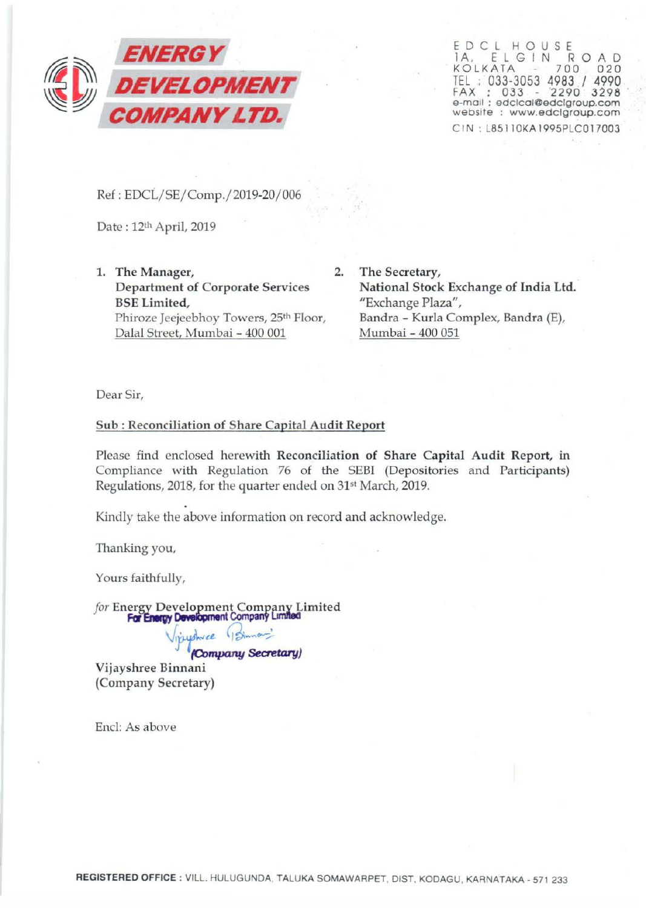# ENERGY DEVELOPMENT COMPANY LTD.

EDCL HOUSE
1A, ELGIN ROAD
KOLKATA - 700 020
TEL : 033-3053 4983 / 4990
FAX : 033 - 2290 3298
e-mail : edclcal@edclgroup.com
website : www.edclgroup.com
CIN : L85110KA1995PLC017003

Ref : EDCL/SE/Comp./2019-20/006

Date : 12th April, 2019

1. **The Manager,**
   **Department of Corporate Services**
   **BSE Limited,**
   Phiroze Jeejeebhoy Towers, 25th Floor,
   Dalal Street, Mumbai - 400 001

2. **The Secretary,**
   **National Stock Exchange of India Ltd.**
   "Exchange Plaza",
   Bandra - Kurla Complex, Bandra (E),
   Mumbai - 400 051

Dear Sir,

Sub : Reconciliation of Share Capital Audit Report

Please find enclosed herewith **Reconciliation of Share Capital Audit Report,** in Compliance with Regulation 76 of the SEBI (Depositories and Participants) Regulations, 2018, for the quarter ended on 31st March, 2019.

Kindly take the above information on record and acknowledge.

Thanking you,

Yours faithfully,

*for* Energy Development Company Limited

For Energy Development Company Limited

*(Company Secretary)*

Vijayshree Binnani
(Company Secretary)

Encl: As above

**REGISTERED OFFICE :** VILL. HULUGUNDA, TALUKA SOMAWARPET, DIST. KODAGU, KARNATAKA - 571 233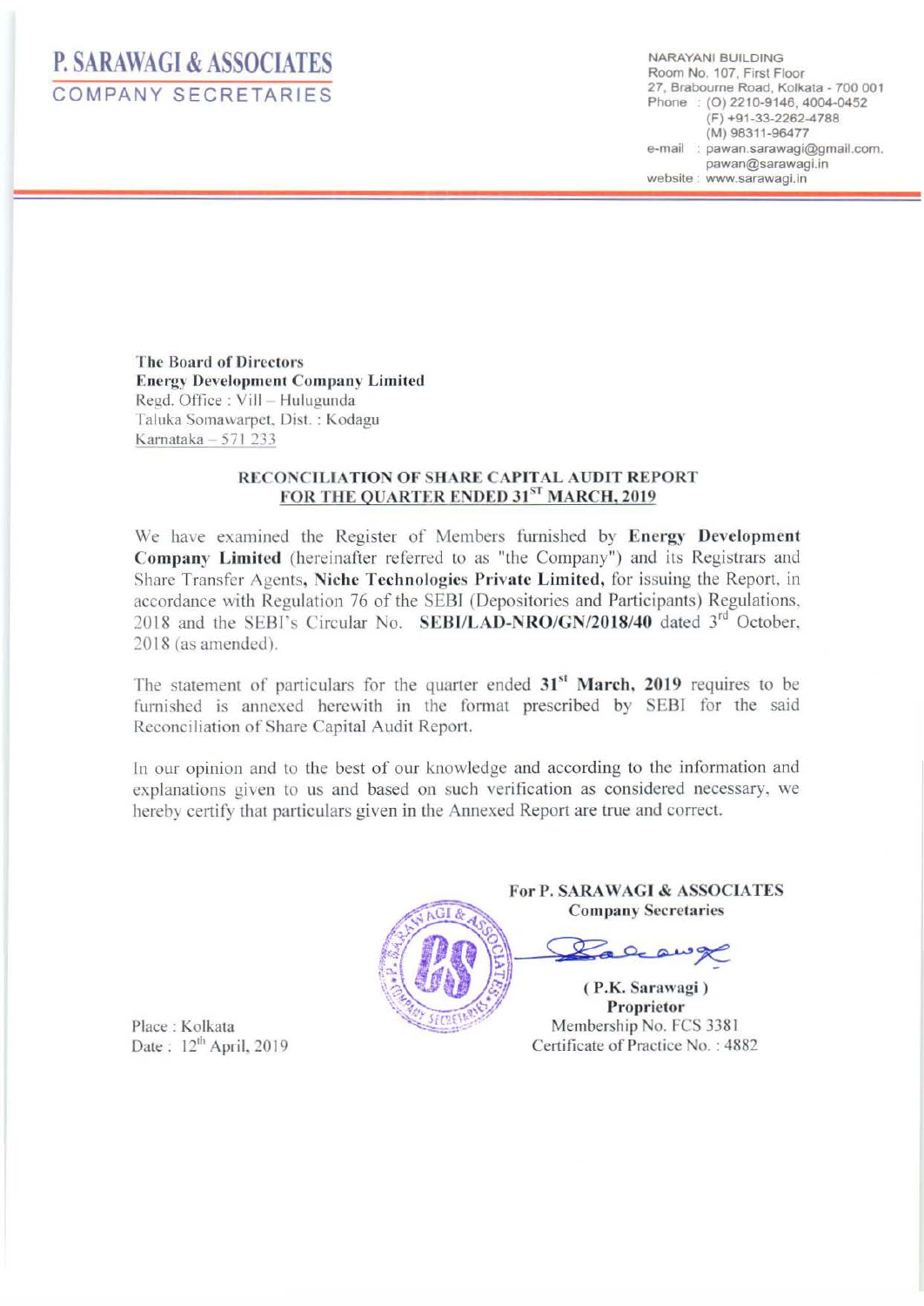# P. SARAWAGI & ASSOCIATES
## COMPANY SECRETARIES

NARAYANI BUILDING
Room No. 107, First Floor
27, Brabourne Road, Kolkata - 700 001
Phone : (O) 2210-9146, 4004-0452
(F) +91-33-2262-4788
(M) 98311-96477
e-mail : pawan.sarawagi@gmail.com, pawan@sarawagi.in
website : www.sarawagi.in

**The Board of Directors**
**Energy Development Company Limited**
Regd. Office : Vill – Hulugunda
Taluka Somawarpet, Dist. : Kodagu
Karnataka – 571 233

**RECONCILIATION OF SHARE CAPITAL AUDIT REPORT**
**FOR THE QUARTER ENDED 31ST MARCH, 2019**

We have examined the Register of Members furnished by **Energy Development Company Limited** (hereinafter referred to as "the Company") and its Registrars and Share Transfer Agents, **Niche Technologies Private Limited,** for issuing the Report, in accordance with Regulation 76 of the SEBI (Depositories and Participants) Regulations, 2018 and the SEBI's Circular No. **SEBI/LAD-NRO/GN/2018/40** dated 3rd October, 2018 (as amended).

The statement of particulars for the quarter ended **31st March, 2019** requires to be furnished is annexed herewith in the format prescribed by SEBI for the said Reconciliation of Share Capital Audit Report.

In our opinion and to the best of our knowledge and according to the information and explanations given to us and based on such verification as considered necessary, we hereby certify that particulars given in the Annexed Report are true and correct.

**For P. SARAWAGI & ASSOCIATES**
**Company Secretaries**

**( P.K. Sarawagi )**
**Proprietor**
Membership No. FCS 3381
Certificate of Practice No. : 4882

Place : Kolkata
Date : 12th April, 2019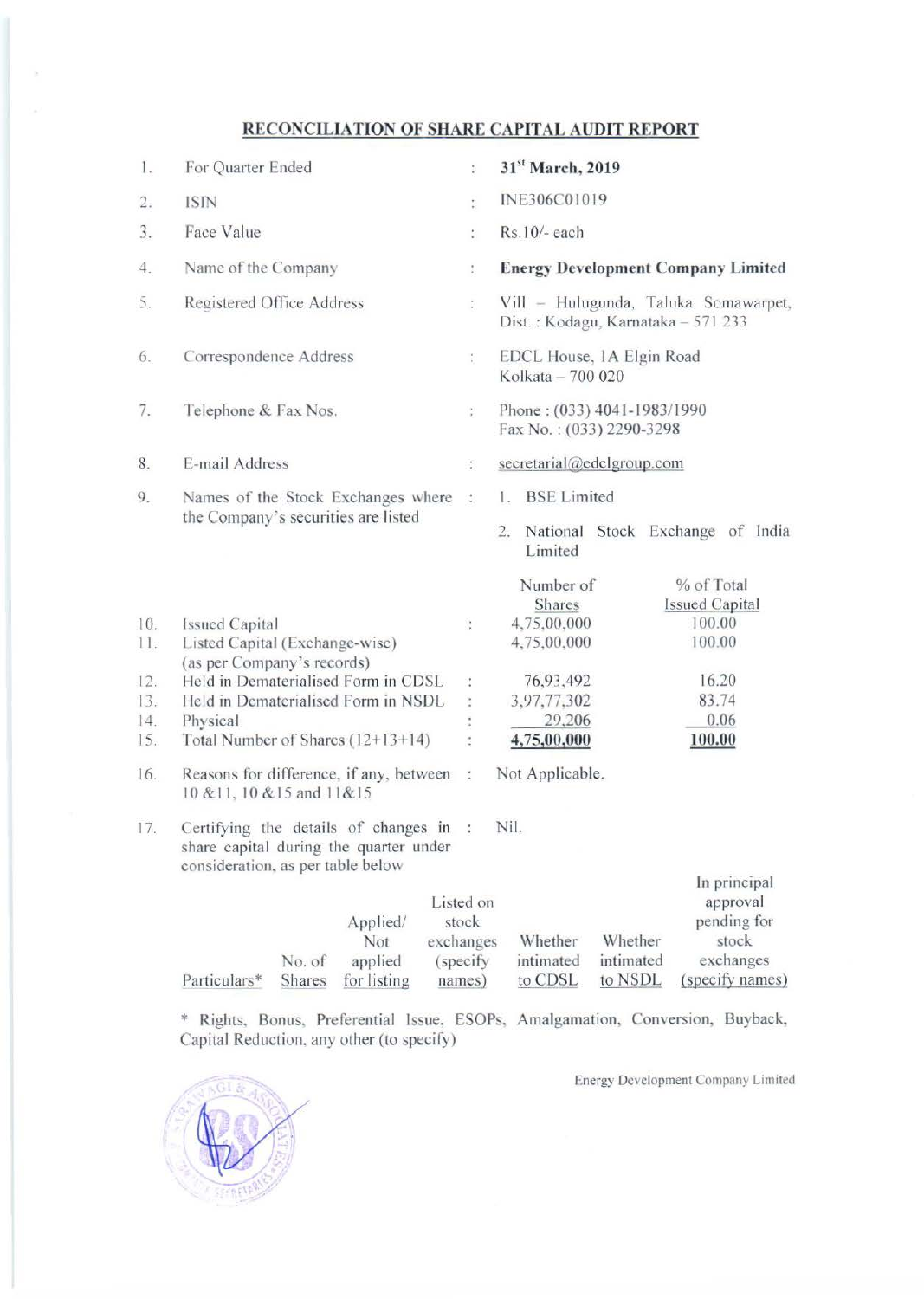## RECONCILIATION OF SHARE CAPITAL AUDIT REPORT

| | | | |
|---|---|---|---|
| 1. | For Quarter Ended | : | **31st March, 2019** |
| 2. | ISIN | : | INE306C01019 |
| 3. | Face Value | : | Rs.10/- each |
| 4. | Name of the Company | : | **Energy Development Company Limited** |
| 5. | Registered Office Address | : | Vill – Hulugunda, Taluka Somawarpet, Dist. : Kodagu, Karnataka – 571 233 |
| 6. | Correspondence Address | : | EDCL House, 1A Elgin Road Kolkata – 700 020 |
| 7. | Telephone & Fax Nos. | : | Phone : (033) 4041-1983/1990 Fax No. : (033) 2290-3298 |
| 8. | E-mail Address | : | secretarial@edclgroup.com |
| 9. | Names of the Stock Exchanges where the Company's securities are listed | : | 1. BSE Limited<br>2. National Stock Exchange of India Limited |

| | | | Number of Shares | % of Total Issued Capital |
|---|---|---|---|---|
| 10. | Issued Capital | : | 4,75,00,000 | 100.00 |
| 11. | Listed Capital (Exchange-wise) (as per Company's records) | | 4,75,00,000 | 100.00 |
| 12. | Held in Dematerialised Form in CDSL | : | 76,93,492 | 16.20 |
| 13. | Held in Dematerialised Form in NSDL | : | 3,97,77,302 | 83.74 |
| 14. | Physical | : | 29,206 | 0.06 |
| 15. | Total Number of Shares (12+13+14) | : | **4,75,00,000** | **100.00** |

| | | | |
|---|---|---|---|
| 16. | Reasons for difference, if any, between 10 &11, 10 &15 and 11&15 | : | Not Applicable. |
| 17. | Certifying the details of changes in share capital during the quarter under consideration, as per table below | : | Nil. |

| Particulars* | No. of Shares | Applied/ Not applied for listing | Listed on stock exchanges (specify names) | Whether intimated to CDSL | Whether intimated to NSDL | In principal approval pending for stock exchanges (specify names) |
|---|---|---|---|---|---|---|

\* Rights, Bonus, Preferential Issue, ESOPs, Amalgamation, Conversion, Buyback, Capital Reduction, any other (to specify)

Energy Development Company Limited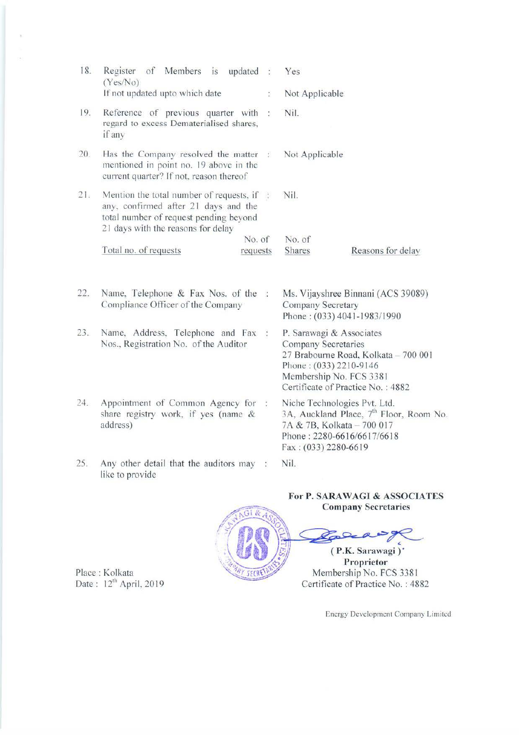| | | | |
|---|---|---|---|
| 18. | Register of Members is updated (Yes/No) | : | Yes |
| | If not updated upto which date | : | Not Applicable |
| 19. | Reference of previous quarter with regard to excess Dematerialised shares, if any | : | Nil. |
| 20. | Has the Company resolved the matter mentioned in point no. 19 above in the current quarter? If not, reason thereof | : | Not Applicable |
| 21. | Mention the total number of requests, if any, confirmed after 21 days and the total number of request pending beyond 21 days with the reasons for delay | : | Nil. |

| Total no. of requests | No. of requests | No. of Shares | Reasons for delay |
|---|---|---|---|
| | | | |

| | | | |
|---|---|---|---|
| 22. | Name, Telephone & Fax Nos. of the Compliance Officer of the Company | : | Ms. Vijayshree Binnani (ACS 39089)<br>Company Secretary<br>Phone : (033) 4041-1983/1990 |
| 23. | Name, Address, Telephone and Fax Nos., Registration No. of the Auditor | : | P. Sarawagi & Associates<br>Company Secretaries<br>27 Brabourne Road, Kolkata – 700 001<br>Phone : (033) 2210-9146<br>Membership No. FCS 3381<br>Certificate of Practice No. : 4882 |
| 24. | Appointment of Common Agency for share registry work, if yes (name & address) | : | Niche Technologies Pvt. Ltd.<br>3A, Auckland Place, 7th Floor, Room No. 7A & 7B, Kolkata – 700 017<br>Phone : 2280-6616/6617/6618<br>Fax : (033) 2280-6619 |
| 25. | Any other detail that the auditors may like to provide | : | Nil. |

**For P. SARAWAGI & ASSOCIATES**
**Company Secretaries**

( P.K. Sarawagi )
**Proprietor**
Membership No. FCS 3381
Certificate of Practice No. : 4882

Place : Kolkata
Date : 12th April, 2019

Energy Development Company Limited